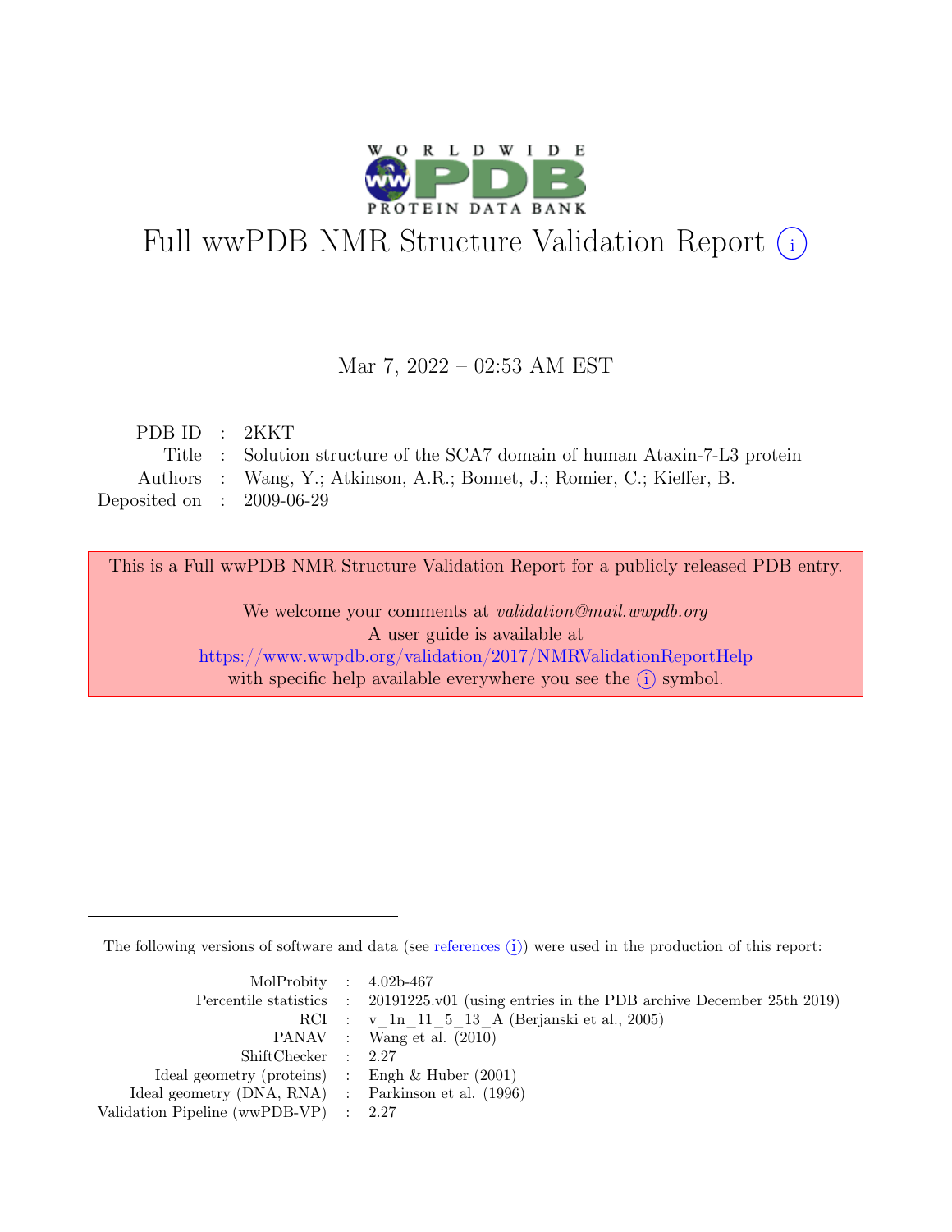# Full wwPDB NMR Structure Validation Report (i)

Mar 7, 2022 – 02:53 AM EST

| | | |
|---|---|---|
| PDB ID | : | 2KKT |
| Title | : | Solution structure of the SCA7 domain of human Ataxin-7-L3 protein |
| Authors | : | Wang, Y.; Atkinson, A.R.; Bonnet, J.; Romier, C.; Kieffer, B. |
| Deposited on | : | 2009-06-29 |

This is a Full wwPDB NMR Structure Validation Report for a publicly released PDB entry.

We welcome your comments at *validation@mail.wwpdb.org*
A user guide is available at
https://www.wwpdb.org/validation/2017/NMRValidationReportHelp
with specific help available everywhere you see the (i) symbol.

The following versions of software and data (see references (i)) were used in the production of this report:

| | | |
|---|---|---|
| MolProbity | : | 4.02b-467 |
| Percentile statistics | : | 20191225.v01 (using entries in the PDB archive December 25th 2019) |
| RCI | : | v_1n_11_5_13_A (Berjanski et al., 2005) |
| PANAV | : | Wang et al. (2010) |
| ShiftChecker | : | 2.27 |
| Ideal geometry (proteins) | : | Engh & Huber (2001) |
| Ideal geometry (DNA, RNA) | : | Parkinson et al. (1996) |
| Validation Pipeline (wwPDB-VP) | : | 2.27 |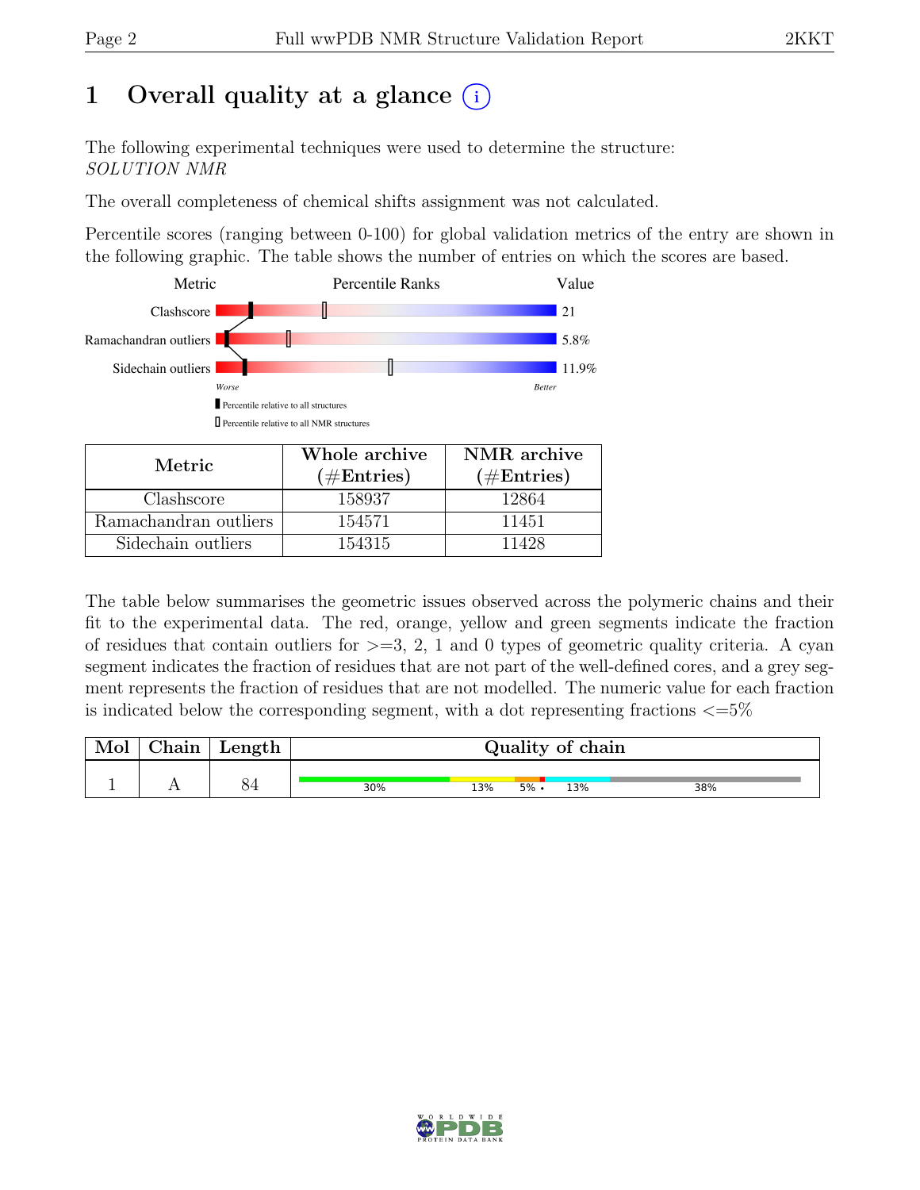# 1 Overall quality at a glance (i)

The following experimental techniques were used to determine the structure:
*SOLUTION NMR*

The overall completeness of chemical shifts assignment was not calculated.

Percentile scores (ranging between 0-100) for global validation metrics of the entry are shown in the following graphic. The table shows the number of entries on which the scores are based.

| Metric | Percentile Ranks | Value |
|---|---|---|
| Clashscore | | 21 |
| Ramachandran outliers | | 5.8% |
| Sidechain outliers | | 11.9% |

Worse — Better

■ Percentile relative to all structures

□ Percentile relative to all NMR structures

| Metric | Whole archive (#Entries) | NMR archive (#Entries) |
|---|---|---|
| Clashscore | 158937 | 12864 |
| Ramachandran outliers | 154571 | 11451 |
| Sidechain outliers | 154315 | 11428 |

The table below summarises the geometric issues observed across the polymeric chains and their fit to the experimental data. The red, orange, yellow and green segments indicate the fraction of residues that contain outliers for >=3, 2, 1 and 0 types of geometric quality criteria. A cyan segment indicates the fraction of residues that are not part of the well-defined cores, and a grey segment represents the fraction of residues that are not modelled. The numeric value for each fraction is indicated below the corresponding segment, with a dot representing fractions <=5%

| Mol | Chain | Length | Quality of chain |
|---|---|---|---|
| 1 | A | 84 | 30% 13% 5% • 13% 38% |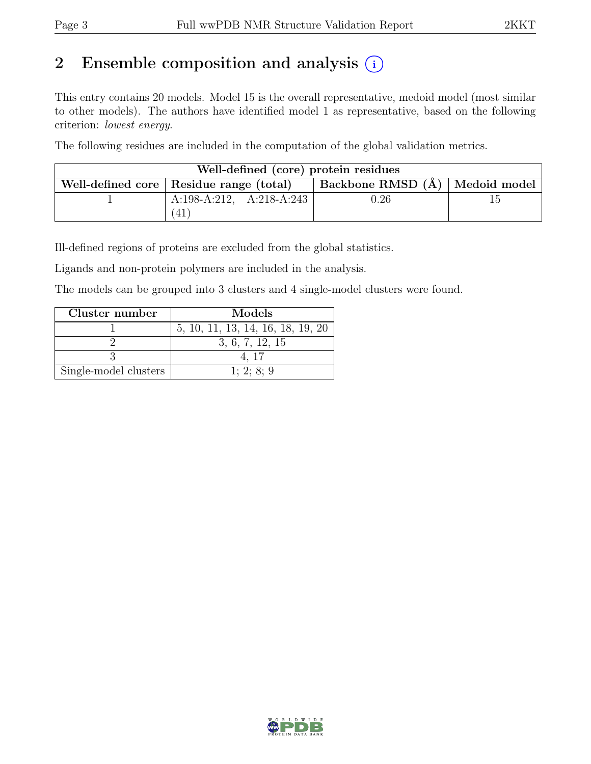# 2 Ensemble composition and analysis (i)

This entry contains 20 models. Model 15 is the overall representative, medoid model (most similar to other models). The authors have identified model 1 as representative, based on the following criterion: *lowest energy*.

The following residues are included in the computation of the global validation metrics.

| Well-defined (core) protein residues | | | |
|---|---|---|---|
| Well-defined core | Residue range (total) | Backbone RMSD (Å) | Medoid model |
| 1 | A:198-A:212, A:218-A:243 (41) | 0.26 | 15 |

Ill-defined regions of proteins are excluded from the global statistics.

Ligands and non-protein polymers are included in the analysis.

The models can be grouped into 3 clusters and 4 single-model clusters were found.

| Cluster number | Models |
|---|---|
| 1 | 5, 10, 11, 13, 14, 16, 18, 19, 20 |
| 2 | 3, 6, 7, 12, 15 |
| 3 | 4, 17 |
| Single-model clusters | 1; 2; 8; 9 |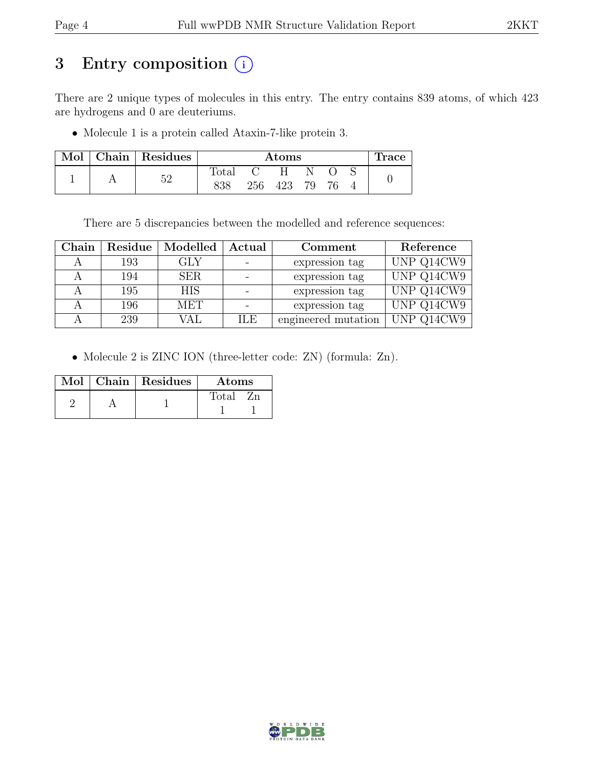# 3 Entry composition (i)

There are 2 unique types of molecules in this entry. The entry contains 839 atoms, of which 423 are hydrogens and 0 are deuteriums.

- Molecule 1 is a protein called Ataxin-7-like protein 3.

| Mol | Chain | Residues | Atoms | | | | | | Trace |
|---|---|---|---|---|---|---|---|---|---|
| | | | Total | C | H | N | O | S | |
| 1 | A | 52 | 838 | 256 | 423 | 79 | 76 | 4 | 0 |

There are 5 discrepancies between the modelled and reference sequences:

| Chain | Residue | Modelled | Actual | Comment | Reference |
|---|---|---|---|---|---|
| A | 193 | GLY | - | expression tag | UNP Q14CW9 |
| A | 194 | SER | - | expression tag | UNP Q14CW9 |
| A | 195 | HIS | - | expression tag | UNP Q14CW9 |
| A | 196 | MET | - | expression tag | UNP Q14CW9 |
| A | 239 | VAL | ILE | engineered mutation | UNP Q14CW9 |

- Molecule 2 is ZINC ION (three-letter code: ZN) (formula: Zn).

| Mol | Chain | Residues | Atoms | |
|---|---|---|---|---|
| | | | Total | Zn |
| 2 | A | 1 | 1 | 1 |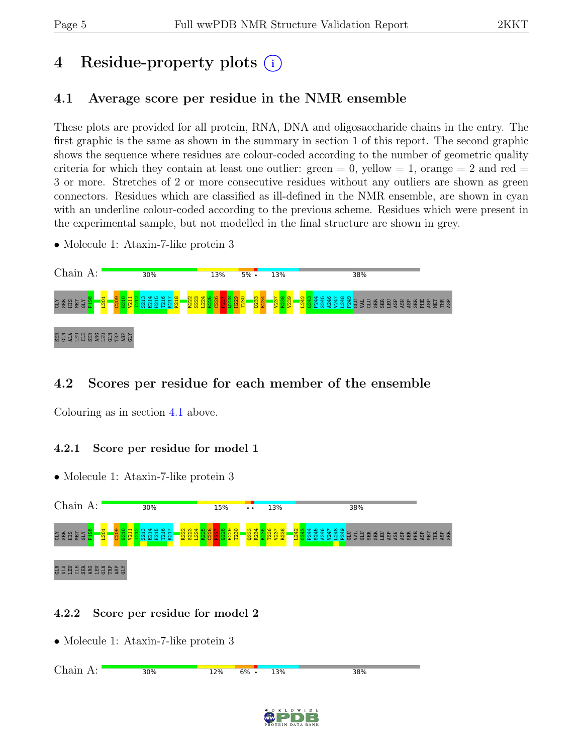# 4 Residue-property plots (i)

## 4.1 Average score per residue in the NMR ensemble

These plots are provided for all protein, RNA, DNA and oligosaccharide chains in the entry. The first graphic is the same as shown in the summary in section 1 of this report. The second graphic shows the sequence where residues are colour-coded according to the number of geometric quality criteria for which they contain at least one outlier: green = 0, yellow = 1, orange = 2 and red = 3 or more. Stretches of 2 or more consecutive residues without any outliers are shown as green connectors. Residues which are classified as ill-defined in the NMR ensemble, are shown in cyan with an underline colour-coded according to the previous scheme. Residues which were present in the experimental sample, but not modelled in the final structure are shown in grey.

- Molecule 1: Ataxin-7-like protein 3

Chain A: 30% | 13% | 5% • | 13% | 38%

GLY SER HIS MET GLY P198 L201 C209 G210 V211 I212 S213 E214 H215 T216 K217 K218 R222 S223 L224 R225 C226 P227 Q228 H229 T230 Q233 R234 V237 R238 V239 L242 G243 P244 S245 A246 V247 L248 P249 GLU VAL GLU SER SER LEU ASP ASN ASP SER PHE ASP MET THR ASP SER GLN ALA LEU ILE SER ARG LEU GLN TRP ASP GLY

## 4.2 Scores per residue for each member of the ensemble

Colouring as in section 4.1 above.

### 4.2.1 Score per residue for model 1

- Molecule 1: Ataxin-7-like protein 3

Chain A: 30% | 15% | •• | 13% | 38%

GLY SER HIS MET GLY P198 L201 C209 G210 V211 I212 S213 E214 H215 T216 K217 R222 S223 L224 R225 C226 P227 Q228 H229 T230 Q233 R234 R235 T236 V237 R238 L242 G243 P244 S245 A246 V247 L248 P249 GLU VAL GLU SER SER LEU ASP ASN ASP SER PHE ASP MET THR ASP SER GLN ALA LEU ILE SER ARG LEU GLN TRP ASP GLY

### 4.2.2 Score per residue for model 2

- Molecule 1: Ataxin-7-like protein 3

Chain A: 30% | 12% | 6% • | 13% | 38%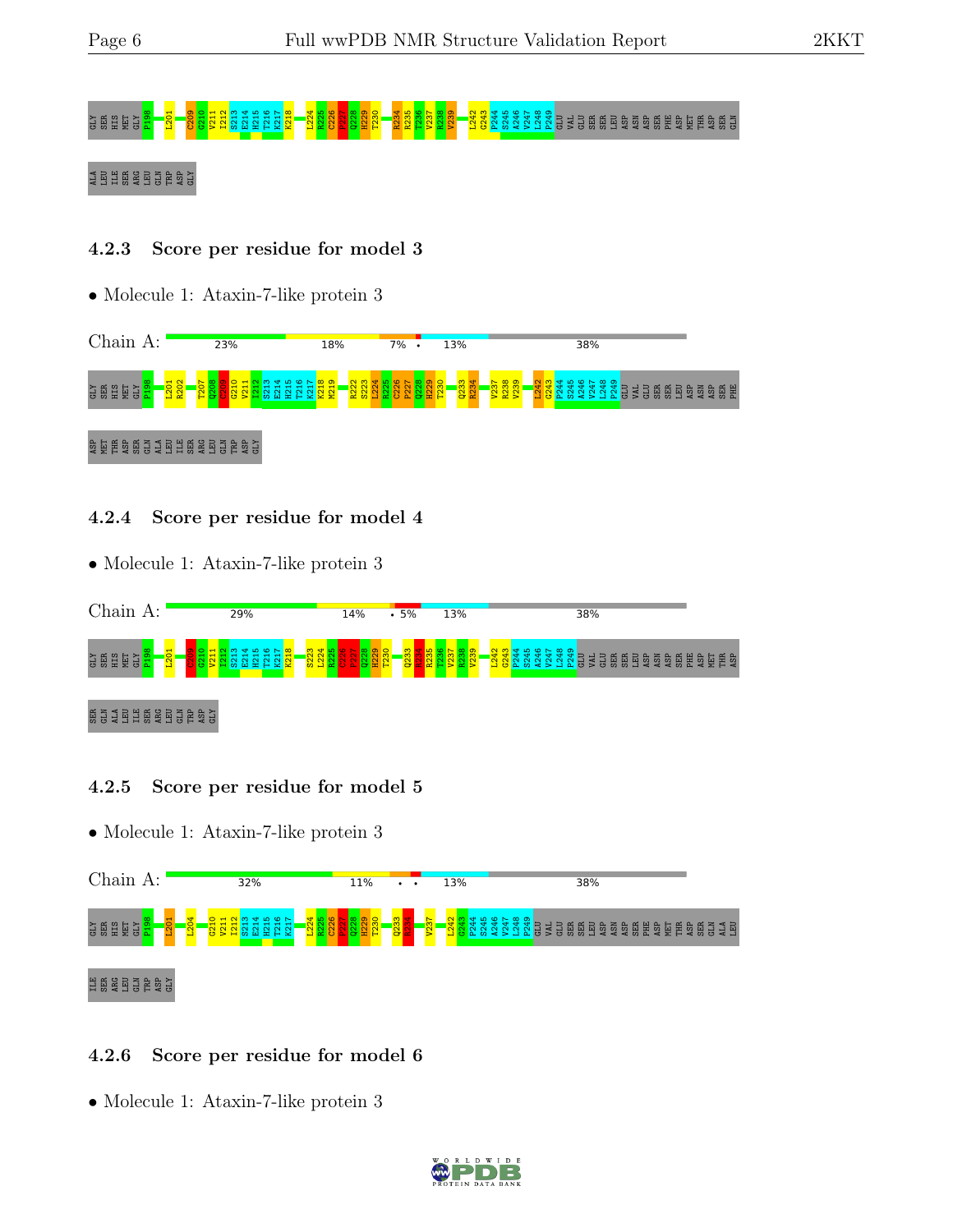GLY SER HIS MET GLY P198 L201 C209 G210 V211 I212 S213 E214 H215 T216 K217 K218 L224 R225 C226 P227 Q228 H229 T230 R234 R235 T236 V237 R238 V239 L242 G243 P244 S245 A246 V247 L248 P249 GLU VAL GLU SER SER LEU ASP ASN ASP SER PHE ASP MET THR ASP SER GLN

ALA LEU ILE SER ARG LEU GLN TRP ASP GLY

### 4.2.3 Score per residue for model 3

- Molecule 1: Ataxin-7-like protein 3

Chain A: 23% 18% 7% • 13% 38%

GLY SER HIS MET GLY P198 L201 R202 T207 Q208 C209 G210 V211 I212 S213 E214 H215 T216 K217 K218 M219 R222 S223 L224 R225 C226 P227 Q228 H229 T230 Q233 R234 V237 R238 V239 L242 G243 P244 S245 A246 V247 L248 P249 GLU VAL GLU SER SER LEU ASP ASN ASP SER PHE

ASP MET THR ASP SER GLN ALA LEU ILE SER ARG LEU GLN TRP ASP GLY

### 4.2.4 Score per residue for model 4

- Molecule 1: Ataxin-7-like protein 3

Chain A: 29% 14% • 5% 13% 38%

GLY SER HIS MET GLY P198 L201 C209 G210 V211 I212 S213 E214 H215 T216 K217 K218 S223 L224 R225 C226 P227 Q228 H229 T230 Q233 R234 R235 T236 V237 R238 V239 L242 G243 P244 S245 A246 V247 L248 P249 GLU VAL GLU SER SER LEU ASP ASN ASP SER PHE ASP MET THR ASP

SER GLN ALA LEU ILE SER ARG LEU GLN TRP ASP GLY

### 4.2.5 Score per residue for model 5

- Molecule 1: Ataxin-7-like protein 3

Chain A: 32% 11% • • 13% 38%

GLY SER HIS MET GLY P198 L201 L204 G210 V211 I212 S213 E214 H215 T216 K217 L224 R225 C226 P227 Q228 H229 T230 Q233 R234 V237 L242 G243 P244 S245 A246 V247 L248 P249 GLU VAL GLU SER SER LEU ASP ASN ASP SER PHE ASP MET THR ASP SER GLN ALA LEU

ILE SER ARG LEU GLN TRP ASP GLY

### 4.2.6 Score per residue for model 6

- Molecule 1: Ataxin-7-like protein 3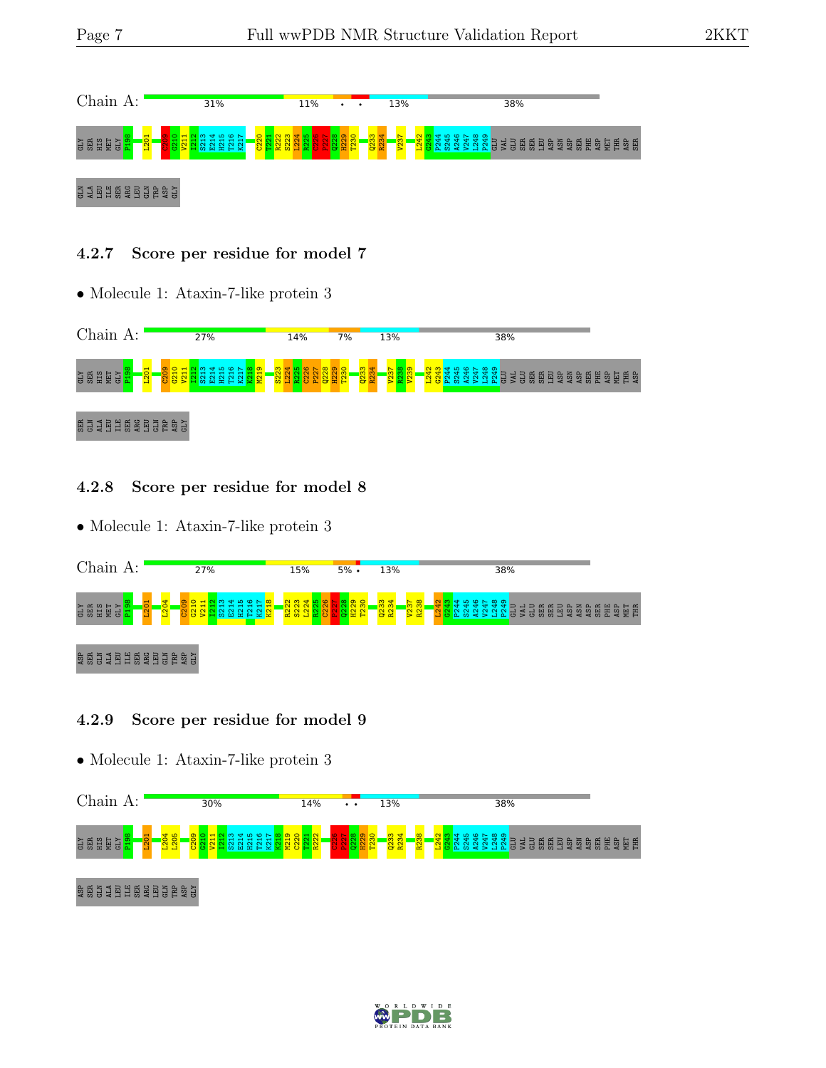Chain A: 31% 11% • • 13% 38%

GLY SER HIS MET GLY P198 L201 C209 G210 V211 I212 S213 E214 H215 T216 K217 C220 T221 R222 S223 L224 R225 C226 P227 Q228 H229 T230 Q233 R234 V237 L242 G243 P244 S245 A246 V247 L248 P249 GLU VAL GLU SER SER LEU ASP ASN ASP SER PHE ASP MET THR ASP SER

GLN ALA LEU ILE SER ARG LEU GLN TRP ASP GLY

### 4.2.7 Score per residue for model 7

- Molecule 1: Ataxin-7-like protein 3

Chain A: 27% 14% 7% 13% 38%

GLY SER HIS MET GLY P198 L201 C209 G210 V211 I212 S213 E214 H215 T216 K217 K218 M219 S223 L224 R225 C226 P227 Q228 H229 T230 Q233 R234 V237 R238 V239 L242 G243 P244 S245 A246 V247 L248 P249 GLU VAL GLU SER SER LEU ASP ASN ASP SER PHE ASP MET THR ASP

SER GLN ALA LEU ILE SER ARG LEU GLN TRP ASP GLY

### 4.2.8 Score per residue for model 8

- Molecule 1: Ataxin-7-like protein 3

Chain A: 27% 15% 5% • 13% 38%

GLY SER HIS MET GLY P198 L201 L204 C209 G210 V211 I212 S213 E214 H215 T216 K217 K218 R222 S223 L224 R225 C226 P227 Q228 H229 T230 Q233 R234 V237 R238 L242 G243 P244 S245 A246 V247 L248 P249 GLU VAL GLU SER SER LEU ASP ASN ASP SER PHE ASP MET THR

ASP SER GLN ALA LEU ILE SER ARG LEU GLN TRP ASP GLY

### 4.2.9 Score per residue for model 9

- Molecule 1: Ataxin-7-like protein 3

Chain A: 30% 14% • • 13% 38%

GLY SER HIS MET GLY P198 L201 L204 L205 C209 G210 V211 I212 S213 E214 H215 T216 K217 K218 M219 C220 T221 R222 C226 P227 Q228 H229 T230 Q233 R234 R238 L242 G243 P244 S245 A246 V247 L248 P249 GLU VAL GLU SER SER LEU ASP ASN ASP SER PHE ASP MET THR

ASP SER GLN ALA LEU ILE SER ARG LEU GLN TRP ASP GLY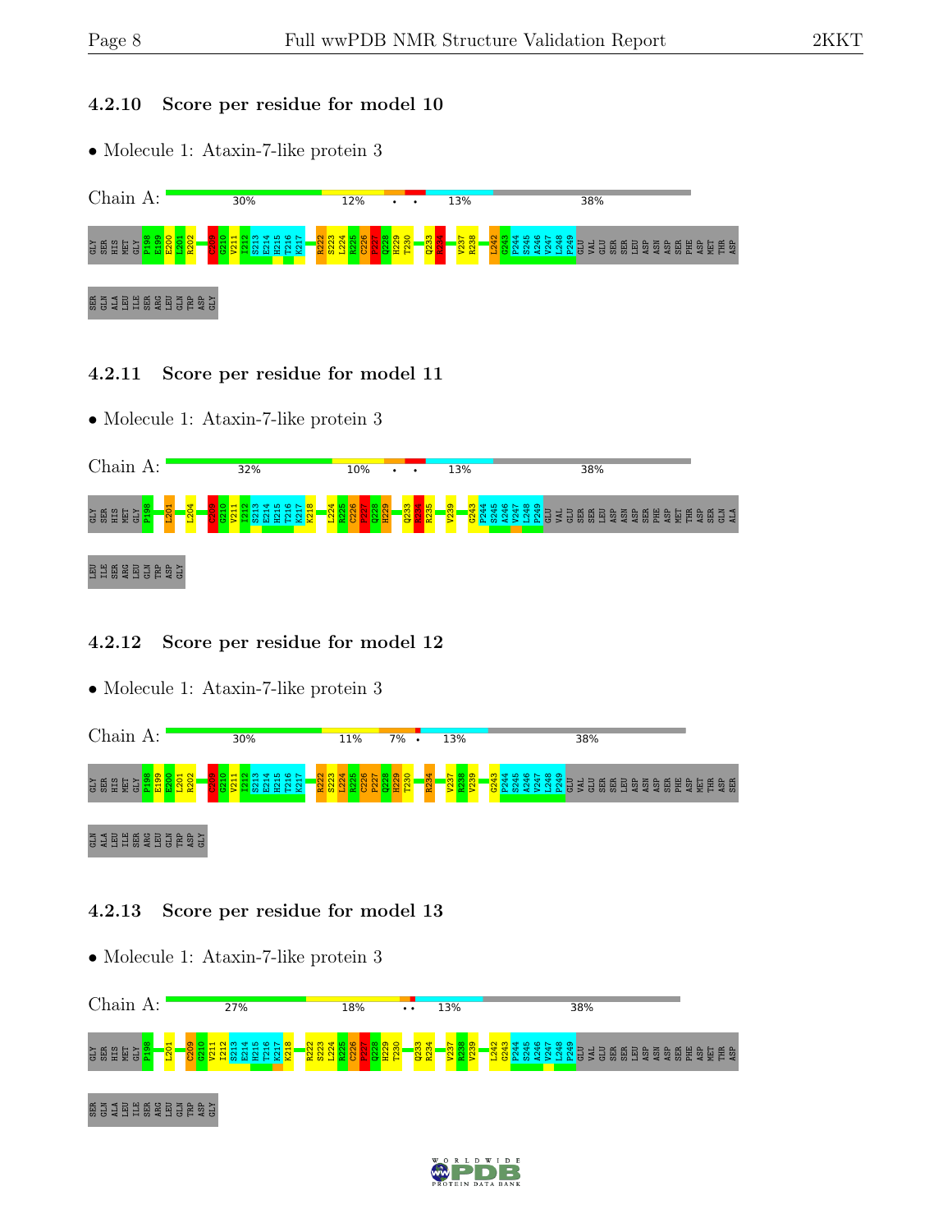### 4.2.10 Score per residue for model 10

- Molecule 1: Ataxin-7-like protein 3

Chain A: 30% 12% • • 13% 38%

GLY SER HIS MET GLY P198 E199 E200 L201 R202 C209 G210 V211 I212 S213 E214 H215 T216 K217 R222 S223 L224 R225 C226 P227 Q228 H229 T230 Q233 R234 V237 R238 L242 G243 P244 S245 A246 V247 L248 P249 GLU VAL GLU SER SER LEU ASP ASN ASP SER PHE ASP MET THR ASP SER GLN ALA LEU ILE SER ARG LEU GLN TRP ASP GLY

### 4.2.11 Score per residue for model 11

- Molecule 1: Ataxin-7-like protein 3

Chain A: 32% 10% • • 13% 38%

GLY SER HIS MET GLY P198 L201 L204 C209 G210 V211 I212 S213 E214 H215 T216 K217 K218 L224 R225 C226 P227 Q228 H229 Q233 R234 R235 V239 G243 P244 S245 A246 V247 L248 P249 GLU VAL GLU SER SER LEU ASP ASN ASP SER PHE ASP MET THR ASP SER GLN ALA LEU ILE SER ARG LEU GLN TRP ASP GLY

### 4.2.12 Score per residue for model 12

- Molecule 1: Ataxin-7-like protein 3

Chain A: 30% 11% 7% • 13% 38%

GLY SER HIS MET GLY P198 E199 E200 L201 R202 C209 G210 V211 I212 S213 E214 H215 T216 K217 R222 S223 L224 R225 C226 P227 Q228 H229 T230 R234 V237 R238 V239 G243 P244 S245 A246 V247 L248 P249 GLU VAL GLU SER SER LEU ASP ASN ASP SER PHE ASP MET THR ASP SER GLN ALA LEU ILE SER ARG LEU GLN TRP ASP GLY

### 4.2.13 Score per residue for model 13

- Molecule 1: Ataxin-7-like protein 3

Chain A: 27% 18% •• 13% 38%

GLY SER HIS MET GLY P198 L201 C209 G210 V211 I212 S213 E214 H215 T216 K217 K218 R222 S223 L224 R225 C226 P227 Q228 H229 T230 Q233 R234 V237 R238 V239 L242 G243 P244 S245 A246 V247 L248 P249 GLU VAL GLU SER SER LEU ASP ASN ASP SER PHE ASP MET THR ASP SER GLN ALA LEU ILE SER ARG LEU GLN TRP ASP GLY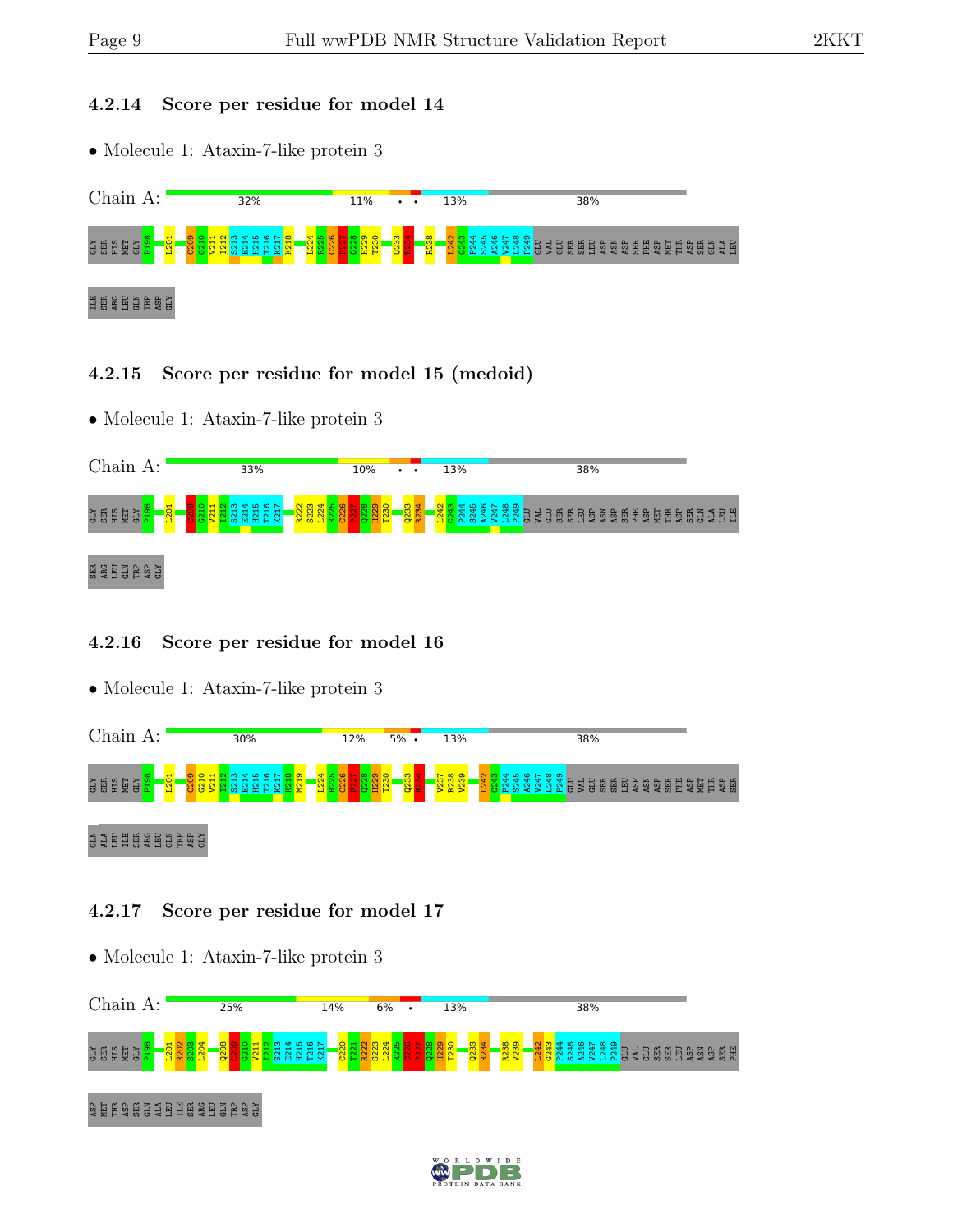### 4.2.14 Score per residue for model 14

- Molecule 1: Ataxin-7-like protein 3

Chain A: 32% 11% • • 13% 38%

GLY SER HIS MET GLY P198 L201 C209 G210 V211 I212 S213 E214 H215 T216 K217 K218 L224 R225 C226 P227 Q228 H229 T230 Q233 R234 R238 L242 G243 P244 S245 A246 V247 L248 P249 GLU VAL GLU SER SER LEU ASP ASN ASP SER PHE ASP MET THR ASP SER GLN ALA LEU ILE SER ARG LEU GLN TRP ASP GLY

### 4.2.15 Score per residue for model 15 (medoid)

- Molecule 1: Ataxin-7-like protein 3

Chain A: 33% 10% • • 13% 38%

GLY SER HIS MET GLY P198 L201 C209 G210 V211 I212 S213 E214 H215 T216 K217 R222 S223 L224 R225 C226 P227 Q228 H229 T230 Q233 R234 L242 G243 P244 S245 A246 V247 L248 P249 GLU VAL GLU SER SER LEU ASP ASN ASP SER PHE ASP MET THR ASP SER GLN ALA LEU ILE SER ARG LEU GLN TRP ASP GLY

### 4.2.16 Score per residue for model 16

- Molecule 1: Ataxin-7-like protein 3

Chain A: 30% 12% 5% • 13% 38%

GLY SER HIS MET GLY P198 L201 C209 G210 V211 I212 S213 E214 H215 T216 K217 K218 M219 L224 R225 C226 P227 Q228 H229 T230 Q233 R234 V237 R238 V239 L242 G243 P244 S245 A246 V247 L248 P249 GLU VAL GLU SER SER LEU ASP ASN ASP SER PHE ASP MET THR ASP SER GLN ALA LEU ILE SER ARG LEU GLN TRP ASP GLY

### 4.2.17 Score per residue for model 17

- Molecule 1: Ataxin-7-like protein 3

Chain A: 25% 14% 6% • 13% 38%

GLY SER HIS MET GLY P198 L201 R202 S203 L204 Q208 C209 G210 V211 I212 S213 E214 H215 T216 K217 C220 T221 R222 S223 L224 R225 C226 P227 Q228 H229 T230 Q233 R234 R238 V239 L242 G243 P244 S245 A246 V247 L248 P249 GLU VAL GLU SER SER LEU ASP ASN ASP SER PHE ASP MET THR ASP SER GLN ALA LEU ILE SER ARG LEU GLN TRP ASP GLY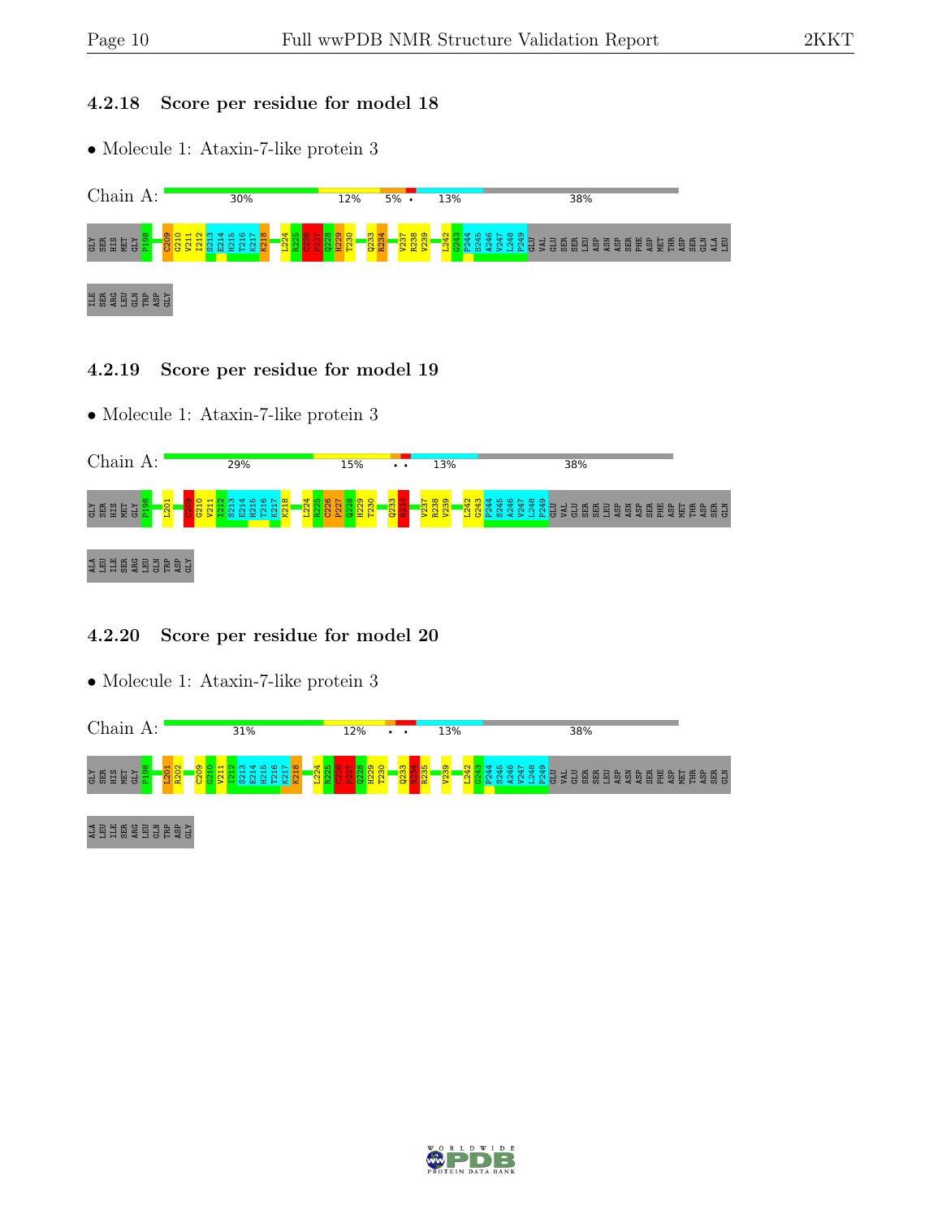### 4.2.18 Score per residue for model 18

- Molecule 1: Ataxin-7-like protein 3

Chain A: 30% 12% 5% • 13% 38%

GLY SER HIS MET GLY P198 C209 G210 V211 I212 S213 E214 H215 T216 K217 K218 L224 R225 C226 P227 Q228 H229 T230 Q233 R234 V237 R238 V239 L242 G243 P244 S245 A246 V247 L248 P249 GLU VAL GLU SER SER LEU ASP ASN ASP SER PHE ASP MET THR ASP SER GLN ALA LEU ILE SER ARG LEU GLN TRP ASP GLY

### 4.2.19 Score per residue for model 19

- Molecule 1: Ataxin-7-like protein 3

Chain A: 29% 15% • • 13% 38%

GLY SER HIS MET GLY P198 L201 C209 G210 V211 I212 S213 E214 H215 T216 K217 K218 L224 R225 C226 P227 Q228 H229 T230 Q233 R234 V237 R238 V239 L242 G243 P244 S245 A246 V247 L248 P249 GLU VAL GLU SER SER LEU ASP ASN ASP SER PHE ASP MET THR ASP SER GLN ALA LEU ILE SER ARG LEU GLN TRP ASP GLY

### 4.2.20 Score per residue for model 20

- Molecule 1: Ataxin-7-like protein 3

Chain A: 31% 12% • • 13% 38%

GLY SER HIS MET GLY P198 L201 R202 C209 G210 V211 I212 S213 E214 H215 T216 K217 K218 L224 R225 C226 P227 Q228 H229 T230 Q233 R234 R235 V239 L242 G243 P244 S245 A246 V247 L248 P249 GLU VAL GLU SER SER LEU ASP ASN ASP SER PHE ASP MET THR ASP SER GLN ALA LEU ILE SER ARG LEU GLN TRP ASP GLY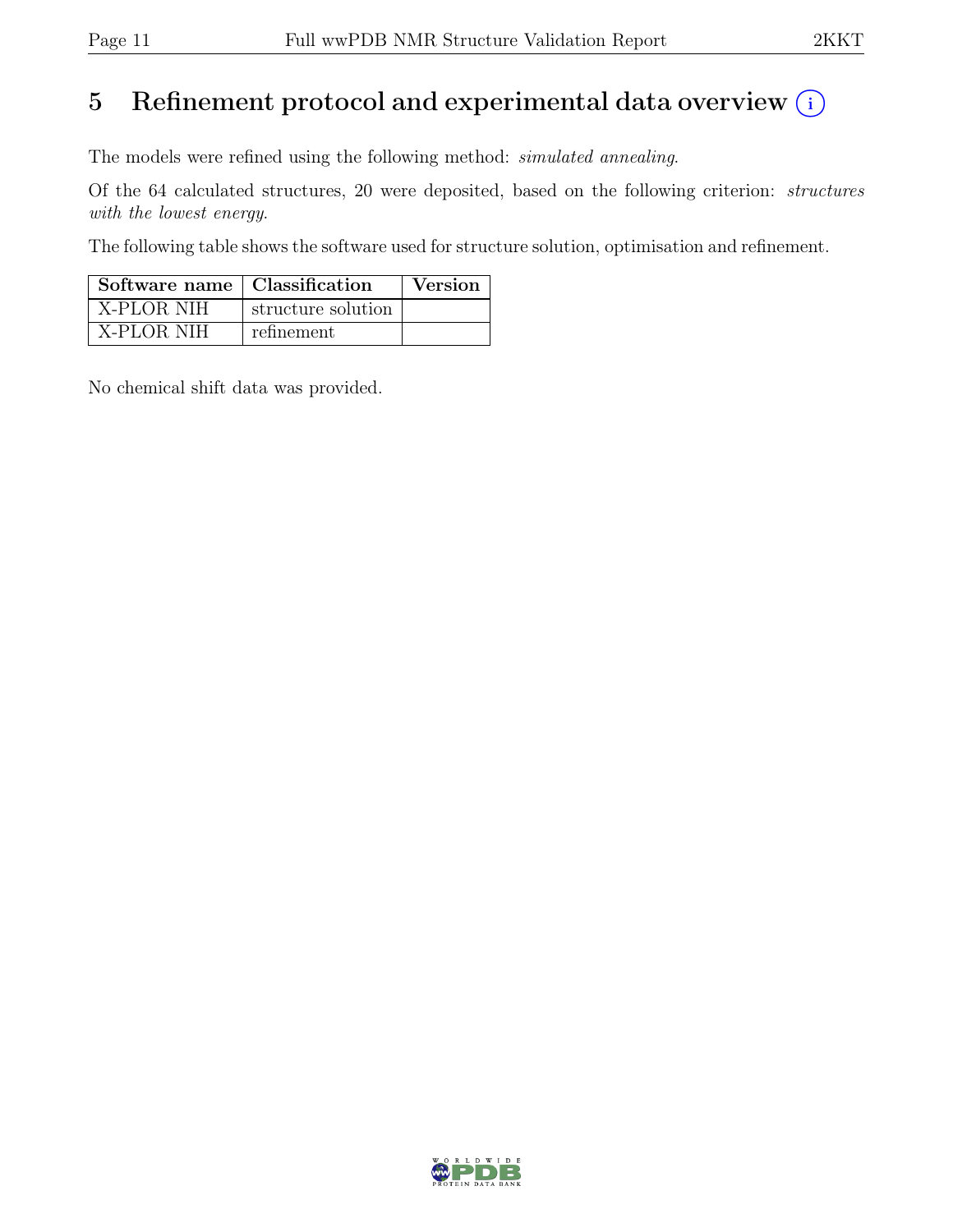# 5 Refinement protocol and experimental data overview (i)

The models were refined using the following method: *simulated annealing*.

Of the 64 calculated structures, 20 were deposited, based on the following criterion: *structures with the lowest energy*.

The following table shows the software used for structure solution, optimisation and refinement.

| Software name | Classification | Version |
|---|---|---|
| X-PLOR NIH | structure solution | |
| X-PLOR NIH | refinement | |

No chemical shift data was provided.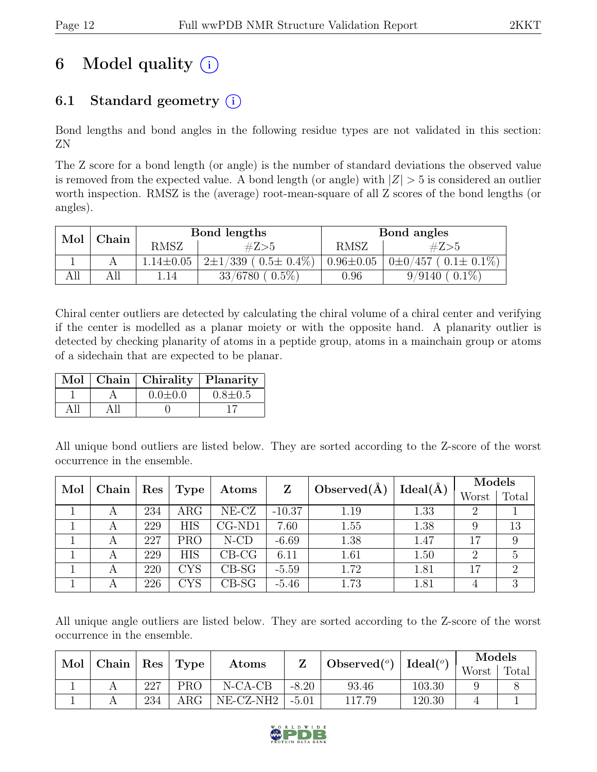# 6 Model quality (i)

## 6.1 Standard geometry (i)

Bond lengths and bond angles in the following residue types are not validated in this section: ZN

The Z score for a bond length (or angle) is the number of standard deviations the observed value is removed from the expected value. A bond length (or angle) with $|Z| > 5$ is considered an outlier worth inspection. RMSZ is the (average) root-mean-square of all Z scores of the bond lengths (or angles).

| Mol | Chain | Bond lengths | | Bond angles | |
|---|---|---|---|---|---|
| | | RMSZ | #Z>5 | RMSZ | #Z>5 |
| 1 | A | 1.14±0.05 | 2±1/339 ( 0.5± 0.4%) | 0.96±0.05 | 0±0/457 ( 0.1± 0.1%) |
| All | All | 1.14 | 33/6780 ( 0.5%) | 0.96 | 9/9140 ( 0.1%) |

Chiral center outliers are detected by calculating the chiral volume of a chiral center and verifying if the center is modelled as a planar moiety or with the opposite hand. A planarity outlier is detected by checking planarity of atoms in a peptide group, atoms in a mainchain group or atoms of a sidechain that are expected to be planar.

| Mol | Chain | Chirality | Planarity |
|---|---|---|---|
| 1 | A | 0.0±0.0 | 0.8±0.5 |
| All | All | 0 | 17 |

All unique bond outliers are listed below. They are sorted according to the Z-score of the worst occurrence in the ensemble.

| Mol | Chain | Res | Type | Atoms | Z | Observed(Å) | Ideal(Å) | Models | |
|---|---|---|---|---|---|---|---|---|---|
| | | | | | | | | Worst | Total |
| 1 | A | 234 | ARG | NE-CZ | -10.37 | 1.19 | 1.33 | 2 | 1 |
| 1 | A | 229 | HIS | CG-ND1 | 7.60 | 1.55 | 1.38 | 9 | 13 |
| 1 | A | 227 | PRO | N-CD | -6.69 | 1.38 | 1.47 | 17 | 9 |
| 1 | A | 229 | HIS | CB-CG | 6.11 | 1.61 | 1.50 | 2 | 5 |
| 1 | A | 220 | CYS | CB-SG | -5.59 | 1.72 | 1.81 | 17 | 2 |
| 1 | A | 226 | CYS | CB-SG | -5.46 | 1.73 | 1.81 | 4 | 3 |

All unique angle outliers are listed below. They are sorted according to the Z-score of the worst occurrence in the ensemble.

| Mol | Chain | Res | Type | Atoms | Z | Observed(°) | Ideal(°) | Models | |
|---|---|---|---|---|---|---|---|---|---|
| | | | | | | | | Worst | Total |
| 1 | A | 227 | PRO | N-CA-CB | -8.20 | 93.46 | 103.30 | 9 | 8 |
| 1 | A | 234 | ARG | NE-CZ-NH2 | -5.01 | 117.79 | 120.30 | 4 | 1 |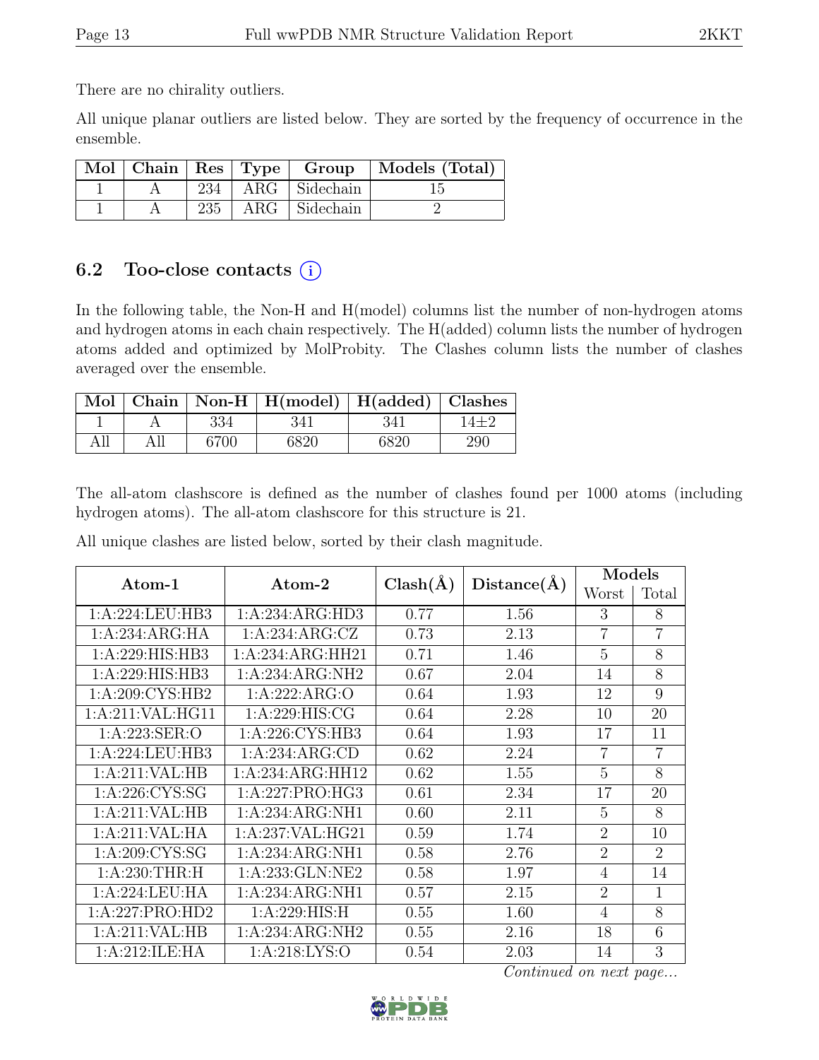There are no chirality outliers.

All unique planar outliers are listed below. They are sorted by the frequency of occurrence in the ensemble.

| Mol | Chain | Res | Type | Group | Models (Total) |
|---|---|---|---|---|---|
| 1 | A | 234 | ARG | Sidechain | 15 |
| 1 | A | 235 | ARG | Sidechain | 2 |

## 6.2 Too-close contacts (i)

In the following table, the Non-H and H(model) columns list the number of non-hydrogen atoms and hydrogen atoms in each chain respectively. The H(added) column lists the number of hydrogen atoms added and optimized by MolProbity. The Clashes column lists the number of clashes averaged over the ensemble.

| Mol | Chain | Non-H | H(model) | H(added) | Clashes |
|---|---|---|---|---|---|
| 1 | A | 334 | 341 | 341 | 14±2 |
| All | All | 6700 | 6820 | 6820 | 290 |

The all-atom clashscore is defined as the number of clashes found per 1000 atoms (including hydrogen atoms). The all-atom clashscore for this structure is 21.

All unique clashes are listed below, sorted by their clash magnitude.

| Atom-1 | Atom-2 | Clash(Å) | Distance(Å) | Models | |
|---|---|---|---|---|---|
| | | | | Worst | Total |
| 1:A:224:LEU:HB3 | 1:A:234:ARG:HD3 | 0.77 | 1.56 | 3 | 8 |
| 1:A:234:ARG:HA | 1:A:234:ARG:CZ | 0.73 | 2.13 | 7 | 7 |
| 1:A:229:HIS:HB3 | 1:A:234:ARG:HH21 | 0.71 | 1.46 | 5 | 8 |
| 1:A:229:HIS:HB3 | 1:A:234:ARG:NH2 | 0.67 | 2.04 | 14 | 8 |
| 1:A:209:CYS:HB2 | 1:A:222:ARG:O | 0.64 | 1.93 | 12 | 9 |
| 1:A:211:VAL:HG11 | 1:A:229:HIS:CG | 0.64 | 2.28 | 10 | 20 |
| 1:A:223:SER:O | 1:A:226:CYS:HB3 | 0.64 | 1.93 | 17 | 11 |
| 1:A:224:LEU:HB3 | 1:A:234:ARG:CD | 0.62 | 2.24 | 7 | 7 |
| 1:A:211:VAL:HB | 1:A:234:ARG:HH12 | 0.62 | 1.55 | 5 | 8 |
| 1:A:226:CYS:SG | 1:A:227:PRO:HG3 | 0.61 | 2.34 | 17 | 20 |
| 1:A:211:VAL:HB | 1:A:234:ARG:NH1 | 0.60 | 2.11 | 5 | 8 |
| 1:A:211:VAL:HA | 1:A:237:VAL:HG21 | 0.59 | 1.74 | 2 | 10 |
| 1:A:209:CYS:SG | 1:A:234:ARG:NH1 | 0.58 | 2.76 | 2 | 2 |
| 1:A:230:THR:H | 1:A:233:GLN:NE2 | 0.58 | 1.97 | 4 | 14 |
| 1:A:224:LEU:HA | 1:A:234:ARG:NH1 | 0.57 | 2.15 | 2 | 1 |
| 1:A:227:PRO:HD2 | 1:A:229:HIS:H | 0.55 | 1.60 | 4 | 8 |
| 1:A:211:VAL:HB | 1:A:234:ARG:NH2 | 0.55 | 2.16 | 18 | 6 |
| 1:A:212:ILE:HA | 1:A:218:LYS:O | 0.54 | 2.03 | 14 | 3 |

*Continued on next page...*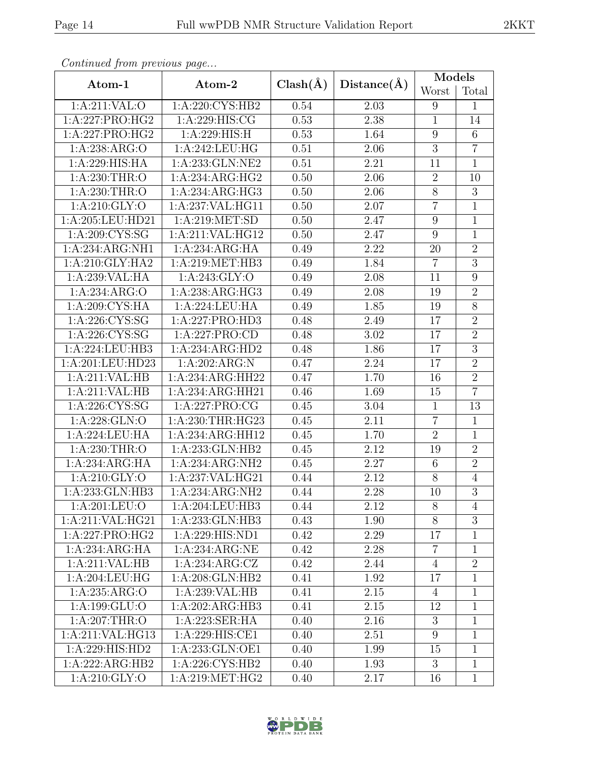*Continued from previous page...*

| Atom-1 | Atom-2 | Clash(Å) | Distance(Å) | Models | |
|---|---|---|---|---|---|
| | | | | Worst | Total |
| 1:A:211:VAL:O | 1:A:220:CYS:HB2 | 0.54 | 2.03 | 9 | 1 |
| 1:A:227:PRO:HG2 | 1:A:229:HIS:CG | 0.53 | 2.38 | 1 | 14 |
| 1:A:227:PRO:HG2 | 1:A:229:HIS:H | 0.53 | 1.64 | 9 | 6 |
| 1:A:238:ARG:O | 1:A:242:LEU:HG | 0.51 | 2.06 | 3 | 7 |
| 1:A:229:HIS:HA | 1:A:233:GLN:NE2 | 0.51 | 2.21 | 11 | 1 |
| 1:A:230:THR:O | 1:A:234:ARG:HG2 | 0.50 | 2.06 | 2 | 10 |
| 1:A:230:THR:O | 1:A:234:ARG:HG3 | 0.50 | 2.06 | 8 | 3 |
| 1:A:210:GLY:O | 1:A:237:VAL:HG11 | 0.50 | 2.07 | 7 | 1 |
| 1:A:205:LEU:HD21 | 1:A:219:MET:SD | 0.50 | 2.47 | 9 | 1 |
| 1:A:209:CYS:SG | 1:A:211:VAL:HG12 | 0.50 | 2.47 | 9 | 1 |
| 1:A:234:ARG:NH1 | 1:A:234:ARG:HA | 0.49 | 2.22 | 20 | 2 |
| 1:A:210:GLY:HA2 | 1:A:219:MET:HB3 | 0.49 | 1.84 | 7 | 3 |
| 1:A:239:VAL:HA | 1:A:243:GLY:O | 0.49 | 2.08 | 11 | 9 |
| 1:A:234:ARG:O | 1:A:238:ARG:HG3 | 0.49 | 2.08 | 19 | 2 |
| 1:A:209:CYS:HA | 1:A:224:LEU:HA | 0.49 | 1.85 | 19 | 8 |
| 1:A:226:CYS:SG | 1:A:227:PRO:HD3 | 0.48 | 2.49 | 17 | 2 |
| 1:A:226:CYS:SG | 1:A:227:PRO:CD | 0.48 | 3.02 | 17 | 2 |
| 1:A:224:LEU:HB3 | 1:A:234:ARG:HD2 | 0.48 | 1.86 | 17 | 3 |
| 1:A:201:LEU:HD23 | 1:A:202:ARG:N | 0.47 | 2.24 | 17 | 2 |
| 1:A:211:VAL:HB | 1:A:234:ARG:HH22 | 0.47 | 1.70 | 16 | 2 |
| 1:A:211:VAL:HB | 1:A:234:ARG:HH21 | 0.46 | 1.69 | 15 | 7 |
| 1:A:226:CYS:SG | 1:A:227:PRO:CG | 0.45 | 3.04 | 1 | 13 |
| 1:A:228:GLN:O | 1:A:230:THR:HG23 | 0.45 | 2.11 | 7 | 1 |
| 1:A:224:LEU:HA | 1:A:234:ARG:HH12 | 0.45 | 1.70 | 2 | 1 |
| 1:A:230:THR:O | 1:A:233:GLN:HB2 | 0.45 | 2.12 | 19 | 2 |
| 1:A:234:ARG:HA | 1:A:234:ARG:NH2 | 0.45 | 2.27 | 6 | 2 |
| 1:A:210:GLY:O | 1:A:237:VAL:HG21 | 0.44 | 2.12 | 8 | 4 |
| 1:A:233:GLN:HB3 | 1:A:234:ARG:NH2 | 0.44 | 2.28 | 10 | 3 |
| 1:A:201:LEU:O | 1:A:204:LEU:HB3 | 0.44 | 2.12 | 8 | 4 |
| 1:A:211:VAL:HG21 | 1:A:233:GLN:HB3 | 0.43 | 1.90 | 8 | 3 |
| 1:A:227:PRO:HG2 | 1:A:229:HIS:ND1 | 0.42 | 2.29 | 17 | 1 |
| 1:A:234:ARG:HA | 1:A:234:ARG:NE | 0.42 | 2.28 | 7 | 1 |
| 1:A:211:VAL:HB | 1:A:234:ARG:CZ | 0.42 | 2.44 | 4 | 2 |
| 1:A:204:LEU:HG | 1:A:208:GLN:HB2 | 0.41 | 1.92 | 17 | 1 |
| 1:A:235:ARG:O | 1:A:239:VAL:HB | 0.41 | 2.15 | 4 | 1 |
| 1:A:199:GLU:O | 1:A:202:ARG:HB3 | 0.41 | 2.15 | 12 | 1 |
| 1:A:207:THR:O | 1:A:223:SER:HA | 0.40 | 2.16 | 3 | 1 |
| 1:A:211:VAL:HG13 | 1:A:229:HIS:CE1 | 0.40 | 2.51 | 9 | 1 |
| 1:A:229:HIS:HD2 | 1:A:233:GLN:OE1 | 0.40 | 1.99 | 15 | 1 |
| 1:A:222:ARG:HB2 | 1:A:226:CYS:HB2 | 0.40 | 1.93 | 3 | 1 |
| 1:A:210:GLY:O | 1:A:219:MET:HG2 | 0.40 | 2.17 | 16 | 1 |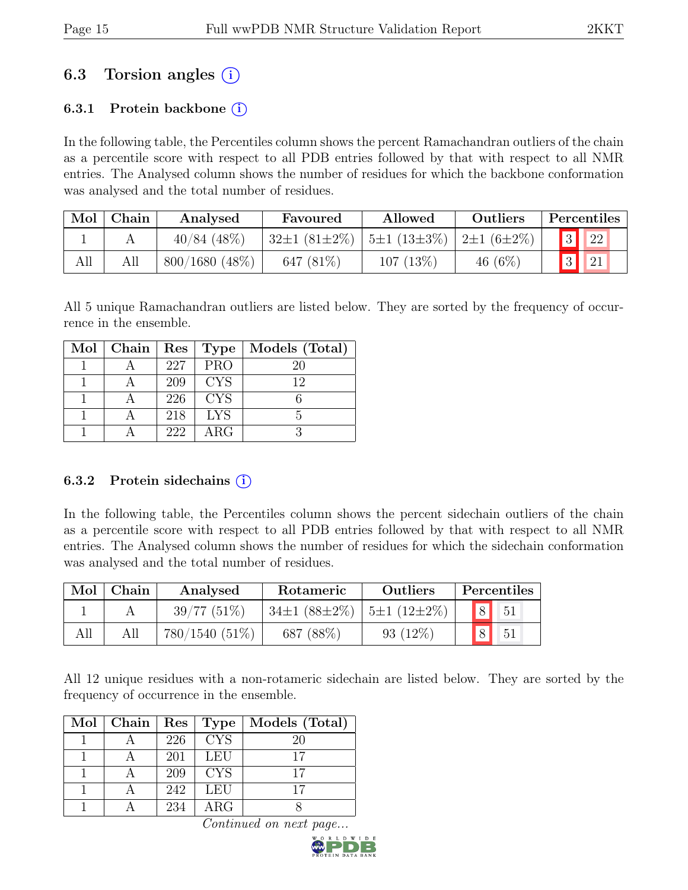## 6.3 Torsion angles (i)

### 6.3.1 Protein backbone (i)

In the following table, the Percentiles column shows the percent Ramachandran outliers of the chain as a percentile score with respect to all PDB entries followed by that with respect to all NMR entries. The Analysed column shows the number of residues for which the backbone conformation was analysed and the total number of residues.

| Mol | Chain | Analysed | Favoured | Allowed | Outliers | Percentiles | |
|---|---|---|---|---|---|---|---|
| 1 | A | 40/84 (48%) | 32±1 (81±2%) | 5±1 (13±3%) | 2±1 (6±2%) | 3 | 22 |
| All | All | 800/1680 (48%) | 647 (81%) | 107 (13%) | 46 (6%) | 3 | 21 |

All 5 unique Ramachandran outliers are listed below. They are sorted by the frequency of occurrence in the ensemble.

| Mol | Chain | Res | Type | Models (Total) |
|---|---|---|---|---|
| 1 | A | 227 | PRO | 20 |
| 1 | A | 209 | CYS | 12 |
| 1 | A | 226 | CYS | 6 |
| 1 | A | 218 | LYS | 5 |
| 1 | A | 222 | ARG | 3 |

### 6.3.2 Protein sidechains (i)

In the following table, the Percentiles column shows the percent sidechain outliers of the chain as a percentile score with respect to all PDB entries followed by that with respect to all NMR entries. The Analysed column shows the number of residues for which the sidechain conformation was analysed and the total number of residues.

| Mol | Chain | Analysed | Rotameric | Outliers | Percentiles | |
|---|---|---|---|---|---|---|
| 1 | A | 39/77 (51%) | 34±1 (88±2%) | 5±1 (12±2%) | 8 | 51 |
| All | All | 780/1540 (51%) | 687 (88%) | 93 (12%) | 8 | 51 |

All 12 unique residues with a non-rotameric sidechain are listed below. They are sorted by the frequency of occurrence in the ensemble.

| Mol | Chain | Res | Type | Models (Total) |
|---|---|---|---|---|
| 1 | A | 226 | CYS | 20 |
| 1 | A | 201 | LEU | 17 |
| 1 | A | 209 | CYS | 17 |
| 1 | A | 242 | LEU | 17 |
| 1 | A | 234 | ARG | 8 |

*Continued on next page...*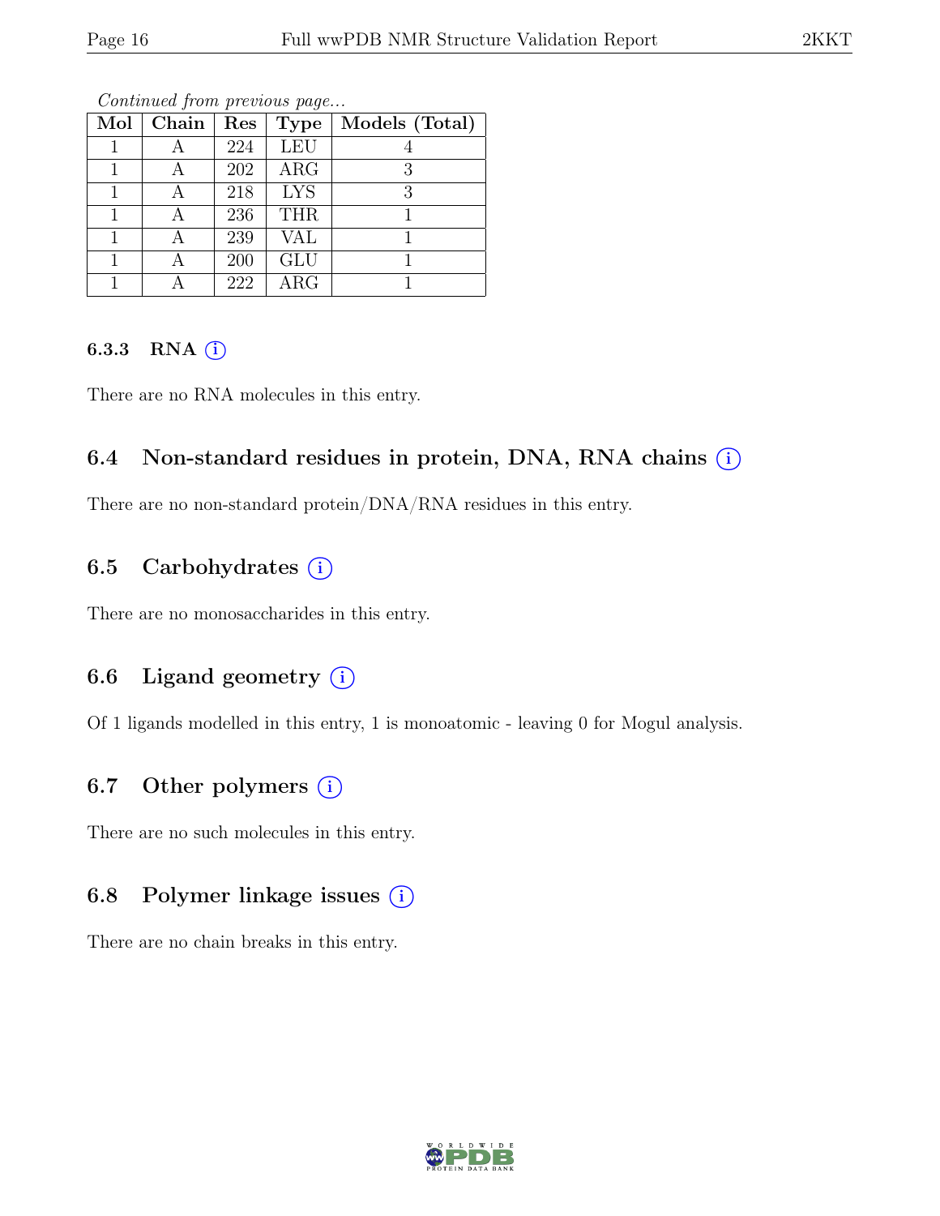*Continued from previous page...*

| Mol | Chain | Res | Type | Models (Total) |
|---|---|---|---|---|
| 1 | A | 224 | LEU | 4 |
| 1 | A | 202 | ARG | 3 |
| 1 | A | 218 | LYS | 3 |
| 1 | A | 236 | THR | 1 |
| 1 | A | 239 | VAL | 1 |
| 1 | A | 200 | GLU | 1 |
| 1 | A | 222 | ARG | 1 |

#### 6.3.3 RNA

There are no RNA molecules in this entry.

### 6.4 Non-standard residues in protein, DNA, RNA chains

There are no non-standard protein/DNA/RNA residues in this entry.

### 6.5 Carbohydrates

There are no monosaccharides in this entry.

### 6.6 Ligand geometry

Of 1 ligands modelled in this entry, 1 is monoatomic - leaving 0 for Mogul analysis.

### 6.7 Other polymers

There are no such molecules in this entry.

### 6.8 Polymer linkage issues

There are no chain breaks in this entry.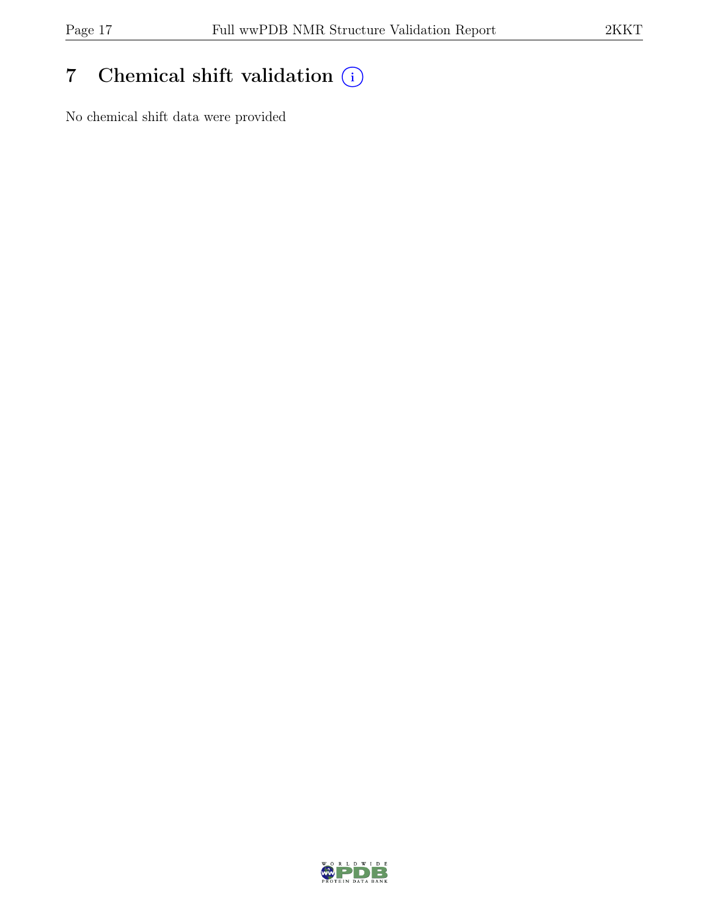# 7 Chemical shift validation

No chemical shift data were provided